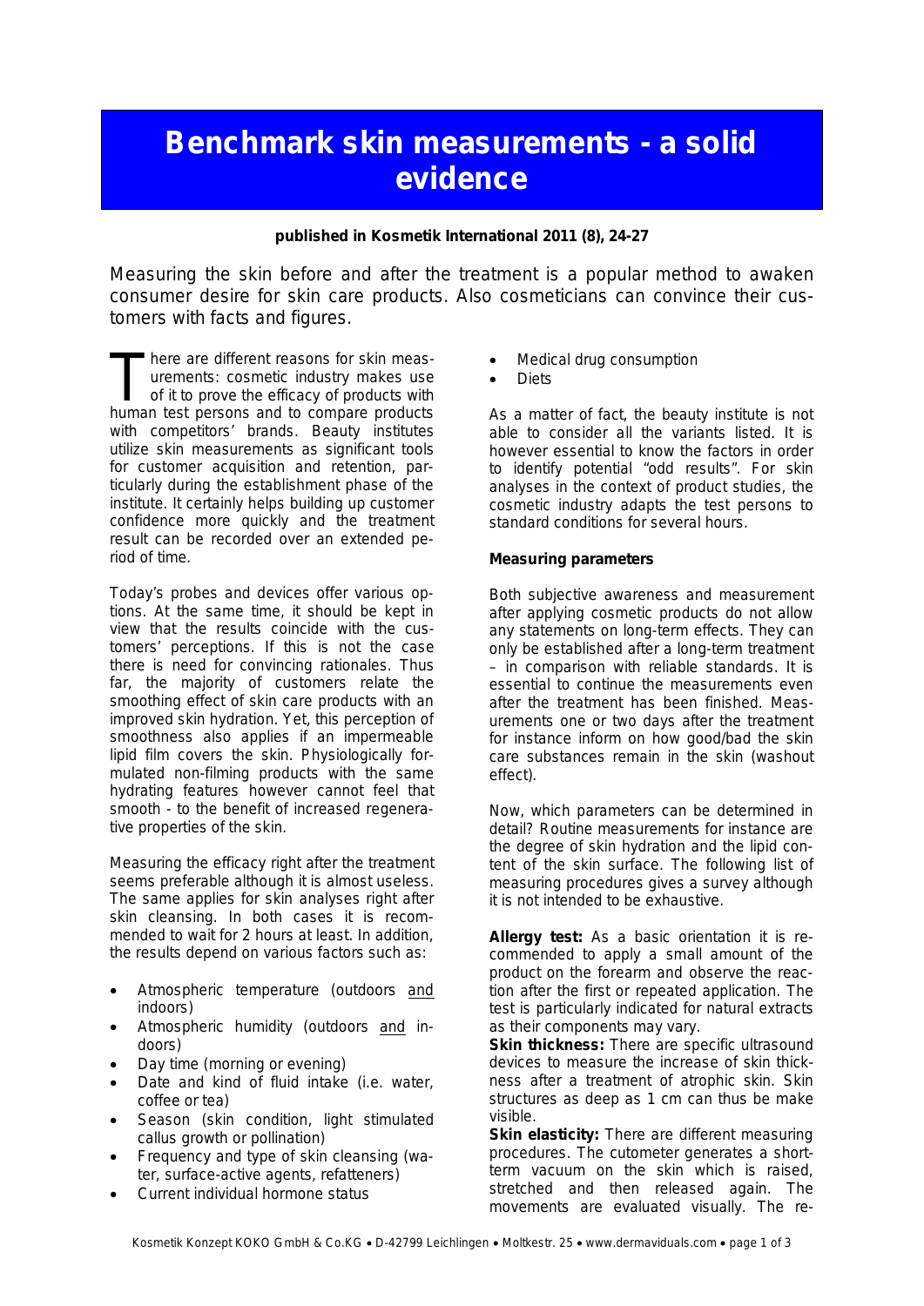# Benchmark skin measurements - a solid evidence

**published in Kosmetik International 2011 (8), 24-27**

Measuring the skin before and after the treatment is a popular method to awaken consumer desire for skin care products. Also cosmeticians can convince their customers with facts and figures.

There are different reasons for skin measurements: cosmetic industry makes use of it to prove the efficacy of products with human test persons and to compare products with competitors' brands. Beauty institutes utilize skin measurements as significant tools for customer acquisition and retention, particularly during the establishment phase of the institute. It certainly helps building up customer confidence more quickly and the treatment result can be recorded over an extended period of time.

Today's probes and devices offer various options. At the same time, it should be kept in view that the results coincide with the customers' perceptions. If this is not the case there is need for convincing rationales. Thus far, the majority of customers relate the smoothing effect of skin care products with an improved skin hydration. Yet, this perception of smoothness also applies if an impermeable lipid film covers the skin. Physiologically formulated non-filming products with the same hydrating features however cannot feel that smooth - to the benefit of increased regenerative properties of the skin.

Measuring the efficacy right after the treatment seems preferable although it is almost useless. The same applies for skin analyses right after skin cleansing. In both cases it is recommended to wait for 2 hours at least. In addition, the results depend on various factors such as:

- Atmospheric temperature (outdoors and indoors)
- Atmospheric humidity (outdoors and indoors)
- Day time (morning or evening)
- Date and kind of fluid intake (i.e. water, coffee or tea)
- Season (skin condition, light stimulated callus growth or pollination)
- Frequency and type of skin cleansing (water, surface-active agents, refatteners)
- Current individual hormone status
- Medical drug consumption
- Diets

As a matter of fact, the beauty institute is not able to consider all the variants listed. It is however essential to know the factors in order to identify potential "odd results". For skin analyses in the context of product studies, the cosmetic industry adapts the test persons to standard conditions for several hours.

**Measuring parameters**

Both subjective awareness and measurement after applying cosmetic products do not allow any statements on long-term effects. They can only be established after a long-term treatment – in comparison with reliable standards. It is essential to continue the measurements even after the treatment has been finished. Measurements one or two days after the treatment for instance inform on how good/bad the skin care substances remain in the skin (washout effect).

Now, which parameters can be determined in detail? Routine measurements for instance are the degree of skin hydration and the lipid content of the skin surface. The following list of measuring procedures gives a survey although it is not intended to be exhaustive.

**Allergy test:** As a basic orientation it is recommended to apply a small amount of the product on the forearm and observe the reaction after the first or repeated application. The test is particularly indicated for natural extracts as their components may vary.

**Skin thickness:** There are specific ultrasound devices to measure the increase of skin thickness after a treatment of atrophic skin. Skin structures as deep as 1 cm can thus be make visible.

**Skin elasticity:** There are different measuring procedures. The cutometer generates a short-term vacuum on the skin which is raised, stretched and then released again. The movements are evaluated visually. The re-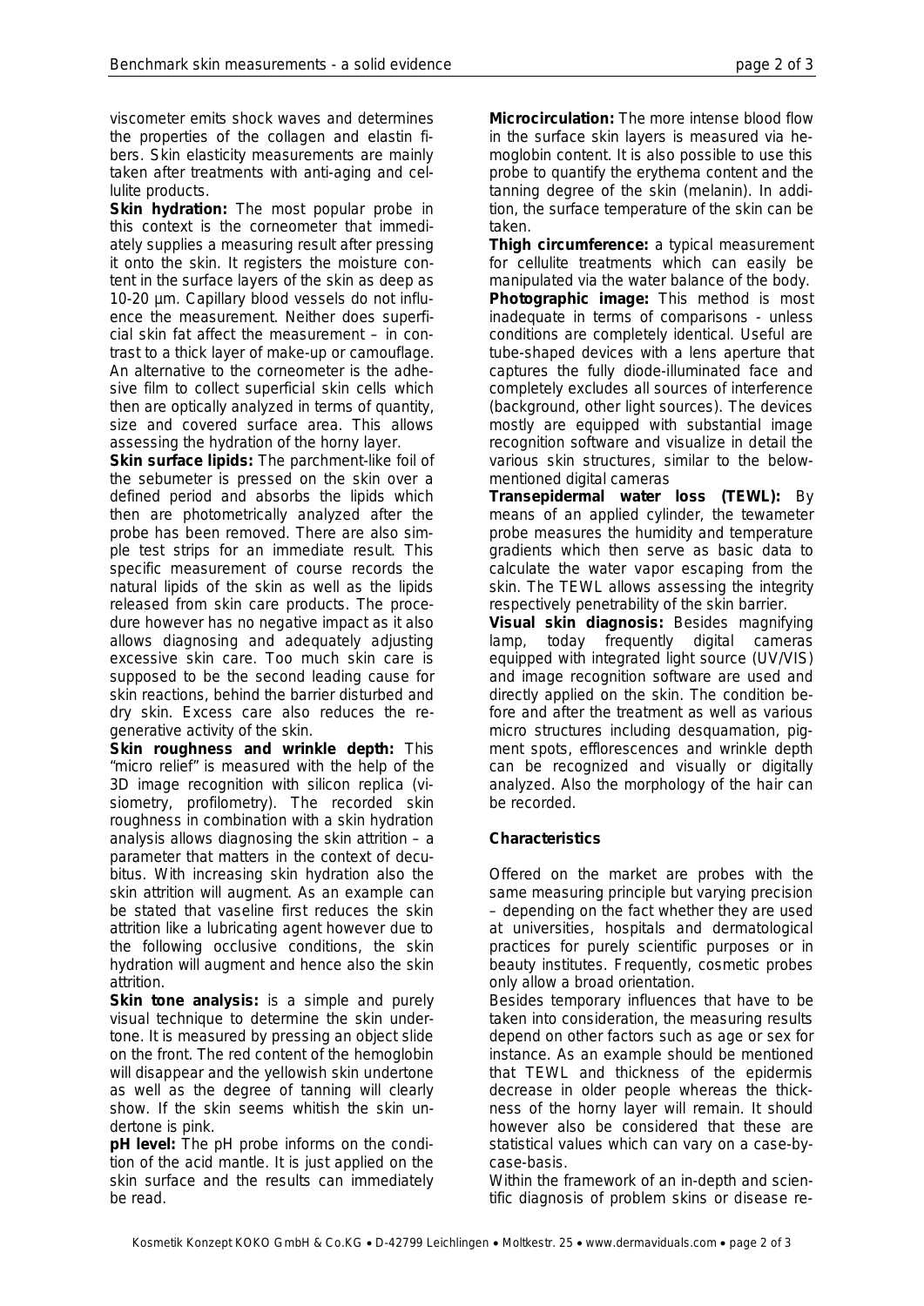viscometer emits shock waves and determines the properties of the collagen and elastin fibers. Skin elasticity measurements are mainly taken after treatments with anti-aging and cellulite products.

**Skin hydration:** The most popular probe in this context is the corneometer that immediately supplies a measuring result after pressing it onto the skin. It registers the moisture content in the surface layers of the skin as deep as 10-20 µm. Capillary blood vessels do not influence the measurement. Neither does superficial skin fat affect the measurement – in contrast to a thick layer of make-up or camouflage. An alternative to the corneometer is the adhesive film to collect superficial skin cells which then are optically analyzed in terms of quantity, size and covered surface area. This allows assessing the hydration of the horny layer.

**Skin surface lipids:** The parchment-like foil of the sebumeter is pressed on the skin over a defined period and absorbs the lipids which then are photometrically analyzed after the probe has been removed. There are also simple test strips for an immediate result. This specific measurement of course records the natural lipids of the skin as well as the lipids released from skin care products. The procedure however has no negative impact as it also allows diagnosing and adequately adjusting excessive skin care. Too much skin care is supposed to be the second leading cause for skin reactions, behind the barrier disturbed and dry skin. Excess care also reduces the regenerative activity of the skin.

**Skin roughness and wrinkle depth:** This "micro relief" is measured with the help of the 3D image recognition with silicon replica (visiometry, profilometry). The recorded skin roughness in combination with a skin hydration analysis allows diagnosing the skin attrition – a parameter that matters in the context of decubitus. With increasing skin hydration also the skin attrition will augment. As an example can be stated that vaseline first reduces the skin attrition like a lubricating agent however due to the following occlusive conditions, the skin hydration will augment and hence also the skin attrition.

**Skin tone analysis:** is a simple and purely visual technique to determine the skin undertone. It is measured by pressing an object slide on the front. The red content of the hemoglobin will disappear and the yellowish skin undertone as well as the degree of tanning will clearly show. If the skin seems whitish the skin undertone is pink.

**pH level:** The pH probe informs on the condition of the acid mantle. It is just applied on the skin surface and the results can immediately be read.

**Microcirculation:** The more intense blood flow in the surface skin layers is measured via hemoglobin content. It is also possible to use this probe to quantify the erythema content and the tanning degree of the skin (melanin). In addition, the surface temperature of the skin can be taken.

**Thigh circumference:** a typical measurement for cellulite treatments which can easily be manipulated via the water balance of the body.

**Photographic image:** This method is most inadequate in terms of comparisons - unless conditions are completely identical. Useful are tube-shaped devices with a lens aperture that captures the fully diode-illuminated face and completely excludes all sources of interference (background, other light sources). The devices mostly are equipped with substantial image recognition software and visualize in detail the various skin structures, similar to the below-mentioned digital cameras

**Transepidermal water loss (TEWL):** By means of an applied cylinder, the tewameter probe measures the humidity and temperature gradients which then serve as basic data to calculate the water vapor escaping from the skin. The TEWL allows assessing the integrity respectively penetrability of the skin barrier.

**Visual skin diagnosis:** Besides magnifying lamp, today frequently digital cameras equipped with integrated light source (UV/VIS) and image recognition software are used and directly applied on the skin. The condition before and after the treatment as well as various micro structures including desquamation, pigment spots, efflorescences and wrinkle depth can be recognized and visually or digitally analyzed. Also the morphology of the hair can be recorded.

### Characteristics

Offered on the market are probes with the same measuring principle but varying precision – depending on the fact whether they are used at universities, hospitals and dermatological practices for purely scientific purposes or in beauty institutes. Frequently, cosmetic probes only allow a broad orientation.

Besides temporary influences that have to be taken into consideration, the measuring results depend on other factors such as age or sex for instance. As an example should be mentioned that TEWL and thickness of the epidermis decrease in older people whereas the thickness of the horny layer will remain. It should however also be considered that these are statistical values which can vary on a case-by-case-basis.

Within the framework of an in-depth and scientific diagnosis of problem skins or disease re-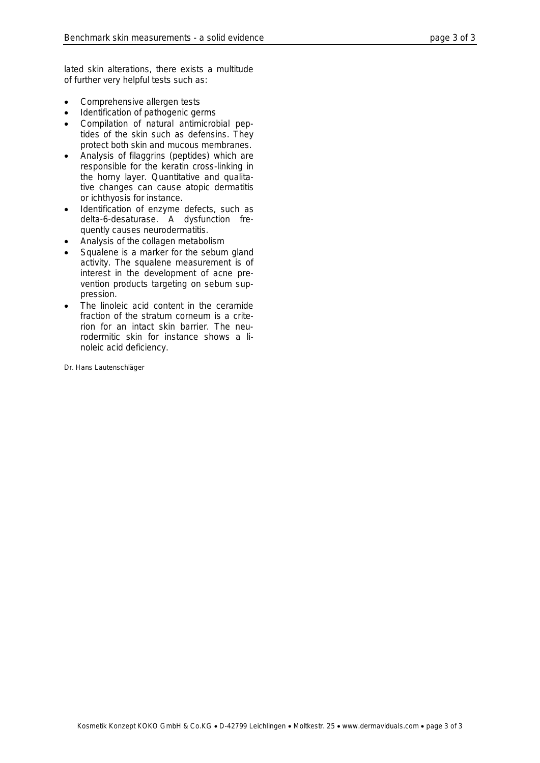lated skin alterations, there exists a multitude of further very helpful tests such as:

- Comprehensive allergen tests
- Identification of pathogenic germs
- Compilation of natural antimicrobial peptides of the skin such as defensins. They protect both skin and mucous membranes.
- Analysis of filaggrins (peptides) which are responsible for the keratin cross-linking in the horny layer. Quantitative and qualitative changes can cause atopic dermatitis or ichthyosis for instance.
- Identification of enzyme defects, such as delta-6-desaturase. A dysfunction frequently causes neurodermatitis.
- Analysis of the collagen metabolism
- Squalene is a marker for the sebum gland activity. The squalene measurement is of interest in the development of acne prevention products targeting on sebum suppression.
- The linoleic acid content in the ceramide fraction of the stratum corneum is a criterion for an intact skin barrier. The neurodermitic skin for instance shows a linoleic acid deficiency.

Dr. Hans Lautenschläger